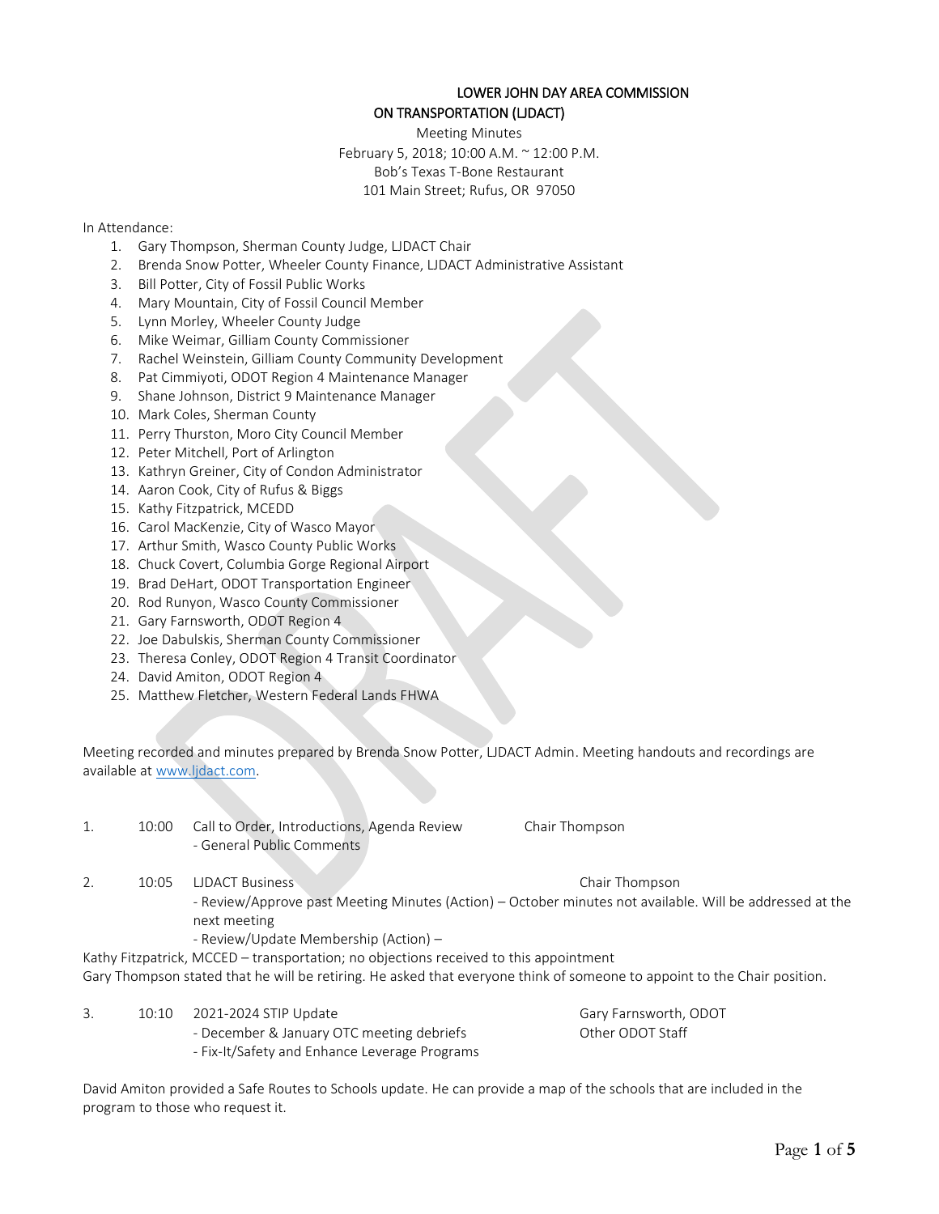# LOWER JOHN DAY AREA COMMISSION ON TRANSPORTATION (LJDACT)

Meeting Minutes
February 5, 2018; 10:00 A.M. ~ 12:00 P.M.
Bob's Texas T-Bone Restaurant
101 Main Street; Rufus, OR 97050

In Attendance:

1. Gary Thompson, Sherman County Judge, LJDACT Chair
2. Brenda Snow Potter, Wheeler County Finance, LJDACT Administrative Assistant
3. Bill Potter, City of Fossil Public Works
4. Mary Mountain, City of Fossil Council Member
5. Lynn Morley, Wheeler County Judge
6. Mike Weimar, Gilliam County Commissioner
7. Rachel Weinstein, Gilliam County Community Development
8. Pat Cimmiyoti, ODOT Region 4 Maintenance Manager
9. Shane Johnson, District 9 Maintenance Manager
10. Mark Coles, Sherman County
11. Perry Thurston, Moro City Council Member
12. Peter Mitchell, Port of Arlington
13. Kathryn Greiner, City of Condon Administrator
14. Aaron Cook, City of Rufus & Biggs
15. Kathy Fitzpatrick, MCEDD
16. Carol MacKenzie, City of Wasco Mayor
17. Arthur Smith, Wasco County Public Works
18. Chuck Covert, Columbia Gorge Regional Airport
19. Brad DeHart, ODOT Transportation Engineer
20. Rod Runyon, Wasco County Commissioner
21. Gary Farnsworth, ODOT Region 4
22. Joe Dabulskis, Sherman County Commissioner
23. Theresa Conley, ODOT Region 4 Transit Coordinator
24. David Amiton, ODOT Region 4
25. Matthew Fletcher, Western Federal Lands FHWA

Meeting recorded and minutes prepared by Brenda Snow Potter, LJDACT Admin. Meeting handouts and recordings are available at www.ljdact.com.

1. 10:00 Call to Order, Introductions, Agenda Review — Chair Thompson
   - General Public Comments

2. 10:05 LJDACT Business — Chair Thompson
   - Review/Approve past Meeting Minutes (Action) – October minutes not available. Will be addressed at the next meeting
   - Review/Update Membership (Action) –

Kathy Fitzpatrick, MCCED – transportation; no objections received to this appointment
Gary Thompson stated that he will be retiring. He asked that everyone think of someone to appoint to the Chair position.

3. 10:10 2021-2024 STIP Update — Gary Farnsworth, ODOT; Other ODOT Staff
   - December & January OTC meeting debriefs
   - Fix-It/Safety and Enhance Leverage Programs

David Amiton provided a Safe Routes to Schools update. He can provide a map of the schools that are included in the program to those who request it.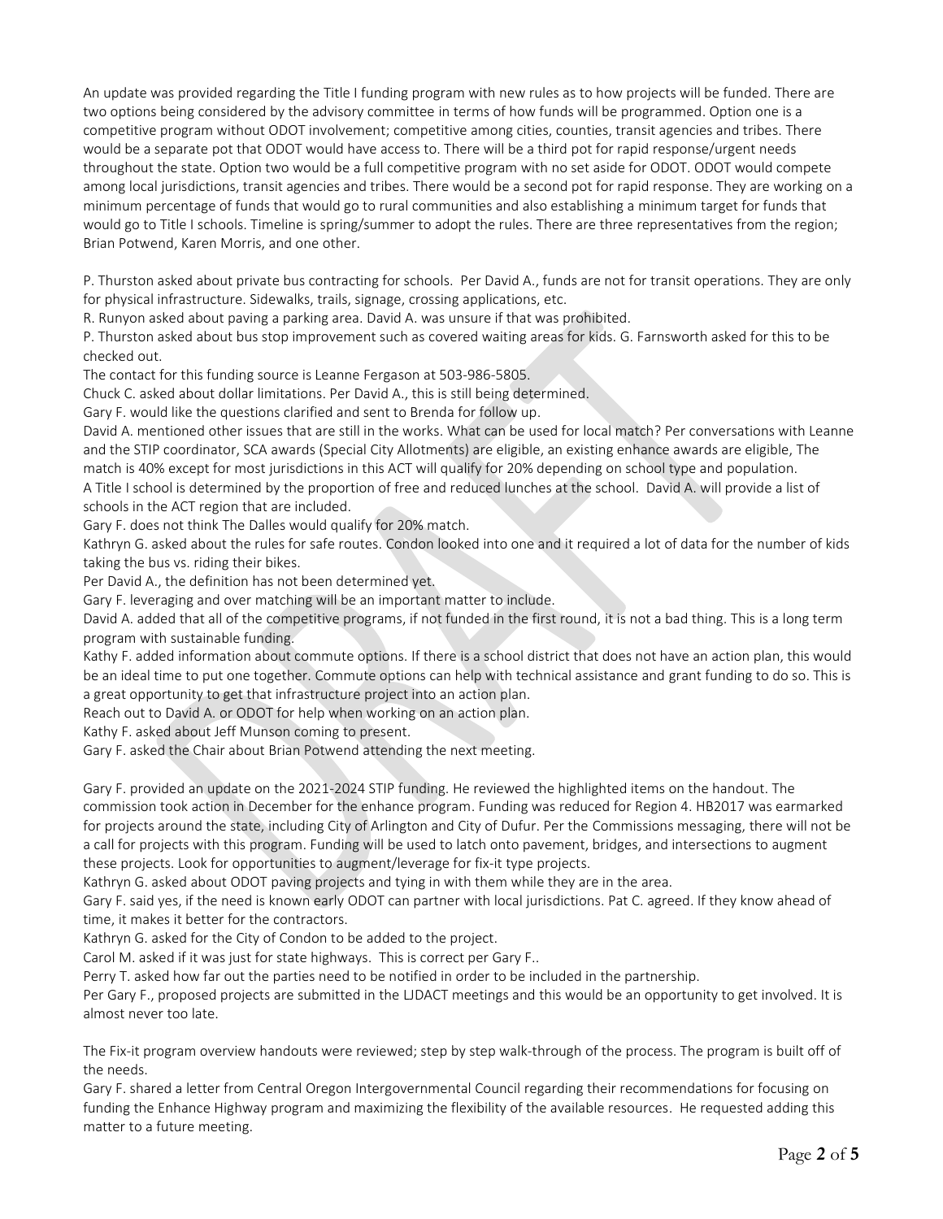An update was provided regarding the Title I funding program with new rules as to how projects will be funded. There are two options being considered by the advisory committee in terms of how funds will be programmed. Option one is a competitive program without ODOT involvement; competitive among cities, counties, transit agencies and tribes. There would be a separate pot that ODOT would have access to. There will be a third pot for rapid response/urgent needs throughout the state. Option two would be a full competitive program with no set aside for ODOT. ODOT would compete among local jurisdictions, transit agencies and tribes. There would be a second pot for rapid response. They are working on a minimum percentage of funds that would go to rural communities and also establishing a minimum target for funds that would go to Title I schools. Timeline is spring/summer to adopt the rules. There are three representatives from the region; Brian Potwend, Karen Morris, and one other.

P. Thurston asked about private bus contracting for schools. Per David A., funds are not for transit operations. They are only for physical infrastructure. Sidewalks, trails, signage, crossing applications, etc.
R. Runyon asked about paving a parking area. David A. was unsure if that was prohibited.
P. Thurston asked about bus stop improvement such as covered waiting areas for kids. G. Farnsworth asked for this to be checked out.
The contact for this funding source is Leanne Fergason at 503-986-5805.
Chuck C. asked about dollar limitations. Per David A., this is still being determined.
Gary F. would like the questions clarified and sent to Brenda for follow up.
David A. mentioned other issues that are still in the works. What can be used for local match? Per conversations with Leanne and the STIP coordinator, SCA awards (Special City Allotments) are eligible, an existing enhance awards are eligible, The match is 40% except for most jurisdictions in this ACT will qualify for 20% depending on school type and population.
A Title I school is determined by the proportion of free and reduced lunches at the school. David A. will provide a list of schools in the ACT region that are included.
Gary F. does not think The Dalles would qualify for 20% match.
Kathryn G. asked about the rules for safe routes. Condon looked into one and it required a lot of data for the number of kids taking the bus vs. riding their bikes.
Per David A., the definition has not been determined yet.
Gary F. leveraging and over matching will be an important matter to include.
David A. added that all of the competitive programs, if not funded in the first round, it is not a bad thing. This is a long term program with sustainable funding.
Kathy F. added information about commute options. If there is a school district that does not have an action plan, this would be an ideal time to put one together. Commute options can help with technical assistance and grant funding to do so. This is a great opportunity to get that infrastructure project into an action plan.
Reach out to David A. or ODOT for help when working on an action plan.
Kathy F. asked about Jeff Munson coming to present.
Gary F. asked the Chair about Brian Potwend attending the next meeting.

Gary F. provided an update on the 2021-2024 STIP funding. He reviewed the highlighted items on the handout. The commission took action in December for the enhance program. Funding was reduced for Region 4. HB2017 was earmarked for projects around the state, including City of Arlington and City of Dufur. Per the Commissions messaging, there will not be a call for projects with this program. Funding will be used to latch onto pavement, bridges, and intersections to augment these projects. Look for opportunities to augment/leverage for fix-it type projects.
Kathryn G. asked about ODOT paving projects and tying in with them while they are in the area.
Gary F. said yes, if the need is known early ODOT can partner with local jurisdictions. Pat C. agreed. If they know ahead of time, it makes it better for the contractors.
Kathryn G. asked for the City of Condon to be added to the project.
Carol M. asked if it was just for state highways. This is correct per Gary F..
Perry T. asked how far out the parties need to be notified in order to be included in the partnership.
Per Gary F., proposed projects are submitted in the LJDACT meetings and this would be an opportunity to get involved. It is almost never too late.

The Fix-it program overview handouts were reviewed; step by step walk-through of the process. The program is built off of the needs.
Gary F. shared a letter from Central Oregon Intergovernmental Council regarding their recommendations for focusing on funding the Enhance Highway program and maximizing the flexibility of the available resources. He requested adding this matter to a future meeting.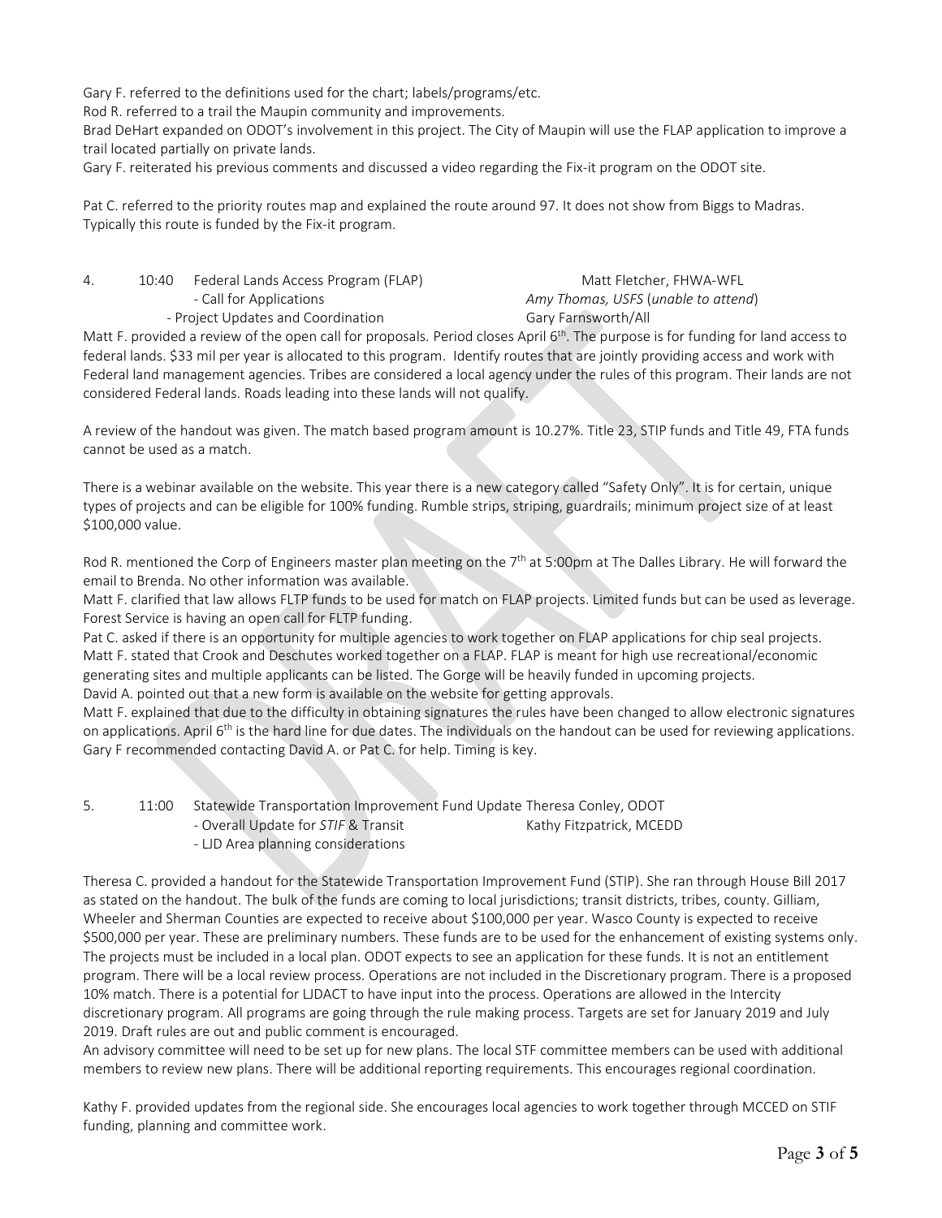Gary F. referred to the definitions used for the chart; labels/programs/etc.
Rod R. referred to a trail the Maupin community and improvements.
Brad DeHart expanded on ODOT's involvement in this project. The City of Maupin will use the FLAP application to improve a trail located partially on private lands.
Gary F. reiterated his previous comments and discussed a video regarding the Fix-it program on the ODOT site.

Pat C. referred to the priority routes map and explained the route around 97. It does not show from Biggs to Madras. Typically this route is funded by the Fix-it program.

4. 10:40 Federal Lands Access Program (FLAP) — Matt Fletcher, FHWA-WFL
   - Call for Applications — *Amy Thomas, USFS* (*unable to attend*)
   - Project Updates and Coordination — Gary Farnsworth/All

Matt F. provided a review of the open call for proposals. Period closes April 6th. The purpose is for funding for land access to federal lands. $33 mil per year is allocated to this program. Identify routes that are jointly providing access and work with Federal land management agencies. Tribes are considered a local agency under the rules of this program. Their lands are not considered Federal lands. Roads leading into these lands will not qualify.

A review of the handout was given. The match based program amount is 10.27%. Title 23, STIP funds and Title 49, FTA funds cannot be used as a match.

There is a webinar available on the website. This year there is a new category called "Safety Only". It is for certain, unique types of projects and can be eligible for 100% funding. Rumble strips, striping, guardrails; minimum project size of at least $100,000 value.

Rod R. mentioned the Corp of Engineers master plan meeting on the 7th at 5:00pm at The Dalles Library. He will forward the email to Brenda. No other information was available.
Matt F. clarified that law allows FLTP funds to be used for match on FLAP projects. Limited funds but can be used as leverage. Forest Service is having an open call for FLTP funding.
Pat C. asked if there is an opportunity for multiple agencies to work together on FLAP applications for chip seal projects.
Matt F. stated that Crook and Deschutes worked together on a FLAP. FLAP is meant for high use recreational/economic generating sites and multiple applicants can be listed. The Gorge will be heavily funded in upcoming projects.
David A. pointed out that a new form is available on the website for getting approvals.
Matt F. explained that due to the difficulty in obtaining signatures the rules have been changed to allow electronic signatures on applications. April 6th is the hard line for due dates. The individuals on the handout can be used for reviewing applications. Gary F recommended contacting David A. or Pat C. for help. Timing is key.

5. 11:00 Statewide Transportation Improvement Fund Update — Theresa Conley, ODOT
   - Overall Update for *STIF* & Transit — Kathy Fitzpatrick, MCEDD
   - LJD Area planning considerations

Theresa C. provided a handout for the Statewide Transportation Improvement Fund (STIP). She ran through House Bill 2017 as stated on the handout. The bulk of the funds are coming to local jurisdictions; transit districts, tribes, county. Gilliam, Wheeler and Sherman Counties are expected to receive about $100,000 per year. Wasco County is expected to receive $500,000 per year. These are preliminary numbers. These funds are to be used for the enhancement of existing systems only. The projects must be included in a local plan. ODOT expects to see an application for these funds. It is not an entitlement program. There will be a local review process. Operations are not included in the Discretionary program. There is a proposed 10% match. There is a potential for LJDACT to have input into the process. Operations are allowed in the Intercity discretionary program. All programs are going through the rule making process. Targets are set for January 2019 and July 2019. Draft rules are out and public comment is encouraged.
An advisory committee will need to be set up for new plans. The local STF committee members can be used with additional members to review new plans. There will be additional reporting requirements. This encourages regional coordination.

Kathy F. provided updates from the regional side. She encourages local agencies to work together through MCCED on STIF funding, planning and committee work.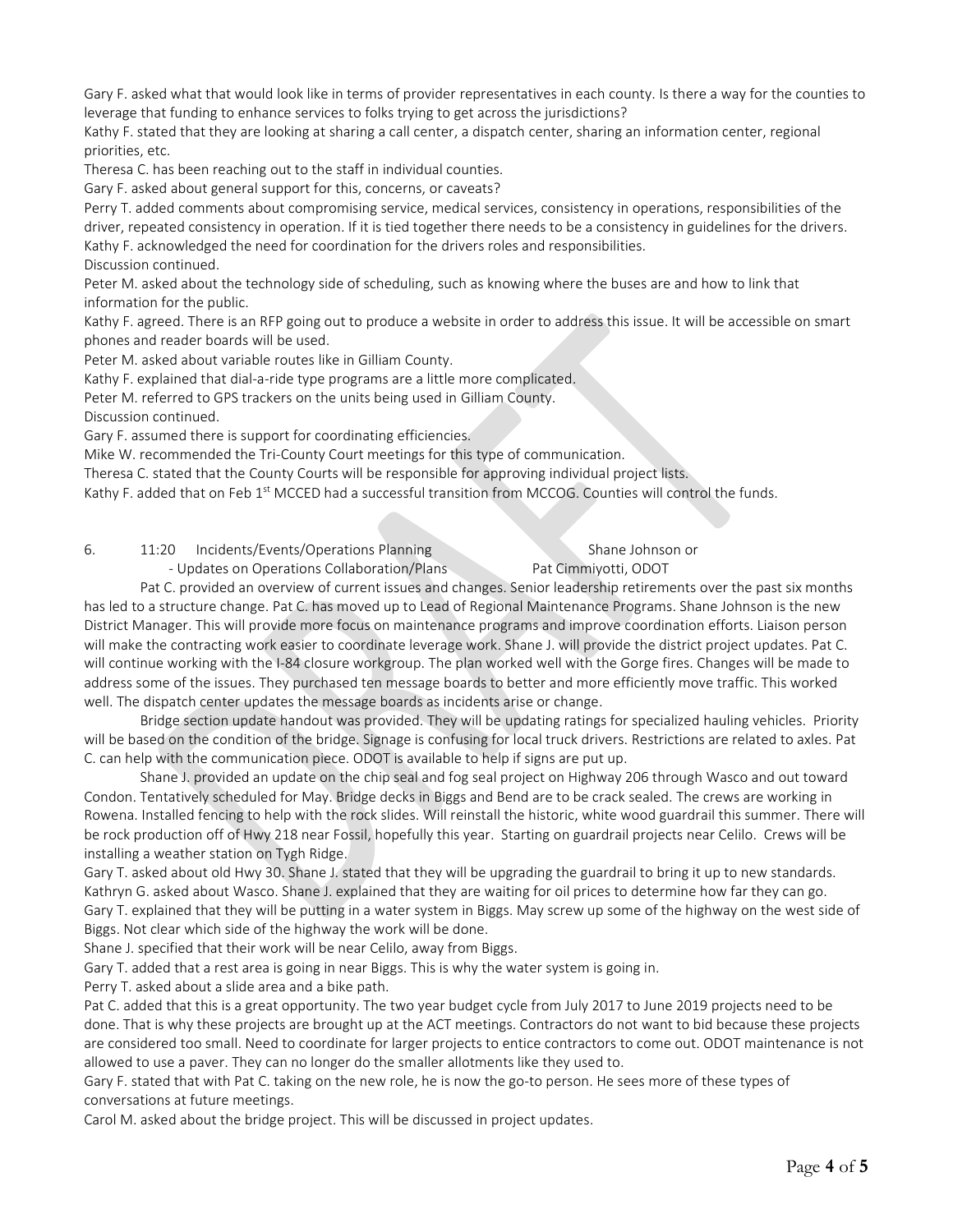Gary F. asked what that would look like in terms of provider representatives in each county. Is there a way for the counties to leverage that funding to enhance services to folks trying to get across the jurisdictions?
Kathy F. stated that they are looking at sharing a call center, a dispatch center, sharing an information center, regional priorities, etc.
Theresa C. has been reaching out to the staff in individual counties.
Gary F. asked about general support for this, concerns, or caveats?
Perry T. added comments about compromising service, medical services, consistency in operations, responsibilities of the driver, repeated consistency in operation. If it is tied together there needs to be a consistency in guidelines for the drivers.
Kathy F. acknowledged the need for coordination for the drivers roles and responsibilities.
Discussion continued.
Peter M. asked about the technology side of scheduling, such as knowing where the buses are and how to link that information for the public.
Kathy F. agreed. There is an RFP going out to produce a website in order to address this issue. It will be accessible on smart phones and reader boards will be used.
Peter M. asked about variable routes like in Gilliam County.
Kathy F. explained that dial-a-ride type programs are a little more complicated.
Peter M. referred to GPS trackers on the units being used in Gilliam County.
Discussion continued.
Gary F. assumed there is support for coordinating efficiencies.
Mike W. recommended the Tri-County Court meetings for this type of communication.
Theresa C. stated that the County Courts will be responsible for approving individual project lists.
Kathy F. added that on Feb 1st MCCED had a successful transition from MCCOG. Counties will control the funds.

6. 11:20 Incidents/Events/Operations Planning — Shane Johnson or Pat Cimmiyotti, ODOT
- Updates on Operations Collaboration/Plans

Pat C. provided an overview of current issues and changes. Senior leadership retirements over the past six months has led to a structure change. Pat C. has moved up to Lead of Regional Maintenance Programs. Shane Johnson is the new District Manager. This will provide more focus on maintenance programs and improve coordination efforts. Liaison person will make the contracting work easier to coordinate leverage work. Shane J. will provide the district project updates. Pat C. will continue working with the I-84 closure workgroup. The plan worked well with the Gorge fires. Changes will be made to address some of the issues. They purchased ten message boards to better and more efficiently move traffic. This worked well. The dispatch center updates the message boards as incidents arise or change.

Bridge section update handout was provided. They will be updating ratings for specialized hauling vehicles. Priority will be based on the condition of the bridge. Signage is confusing for local truck drivers. Restrictions are related to axles. Pat C. can help with the communication piece. ODOT is available to help if signs are put up.

Shane J. provided an update on the chip seal and fog seal project on Highway 206 through Wasco and out toward Condon. Tentatively scheduled for May. Bridge decks in Biggs and Bend are to be crack sealed. The crews are working in Rowena. Installed fencing to help with the rock slides. Will reinstall the historic, white wood guardrail this summer. There will be rock production off of Hwy 218 near Fossil, hopefully this year. Starting on guardrail projects near Celilo. Crews will be installing a weather station on Tygh Ridge.

Gary T. asked about old Hwy 30. Shane J. stated that they will be upgrading the guardrail to bring it up to new standards.
Kathryn G. asked about Wasco. Shane J. explained that they are waiting for oil prices to determine how far they can go.
Gary T. explained that they will be putting in a water system in Biggs. May screw up some of the highway on the west side of Biggs. Not clear which side of the highway the work will be done.
Shane J. specified that their work will be near Celilo, away from Biggs.
Gary T. added that a rest area is going in near Biggs. This is why the water system is going in.
Perry T. asked about a slide area and a bike path.
Pat C. added that this is a great opportunity. The two year budget cycle from July 2017 to June 2019 projects need to be done. That is why these projects are brought up at the ACT meetings. Contractors do not want to bid because these projects are considered too small. Need to coordinate for larger projects to entice contractors to come out. ODOT maintenance is not allowed to use a paver. They can no longer do the smaller allotments like they used to.
Gary F. stated that with Pat C. taking on the new role, he is now the go-to person. He sees more of these types of conversations at future meetings.
Carol M. asked about the bridge project. This will be discussed in project updates.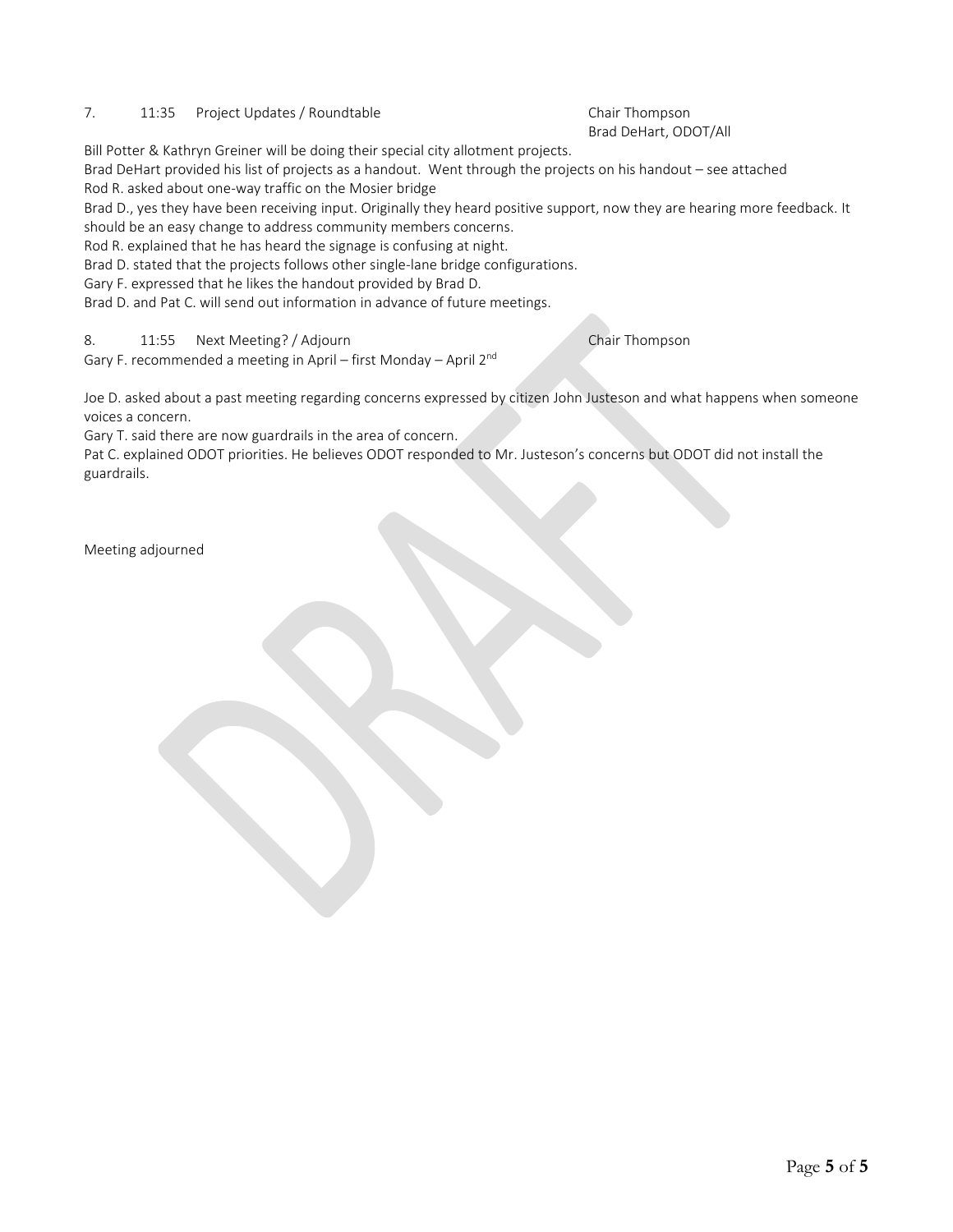7. 11:35 Project Updates / Roundtable — Chair Thompson, Brad DeHart, ODOT/All

Bill Potter & Kathryn Greiner will be doing their special city allotment projects.
Brad DeHart provided his list of projects as a handout. Went through the projects on his handout – see attached
Rod R. asked about one-way traffic on the Mosier bridge
Brad D., yes they have been receiving input. Originally they heard positive support, now they are hearing more feedback. It should be an easy change to address community members concerns.
Rod R. explained that he has heard the signage is confusing at night.
Brad D. stated that the projects follows other single-lane bridge configurations.
Gary F. expressed that he likes the handout provided by Brad D.
Brad D. and Pat C. will send out information in advance of future meetings.

8. 11:55 Next Meeting? / Adjourn — Chair Thompson

Gary F. recommended a meeting in April – first Monday – April 2nd

Joe D. asked about a past meeting regarding concerns expressed by citizen John Justeson and what happens when someone voices a concern.
Gary T. said there are now guardrails in the area of concern.
Pat C. explained ODOT priorities. He believes ODOT responded to Mr. Justeson's concerns but ODOT did not install the guardrails.

Meeting adjourned

DRAFT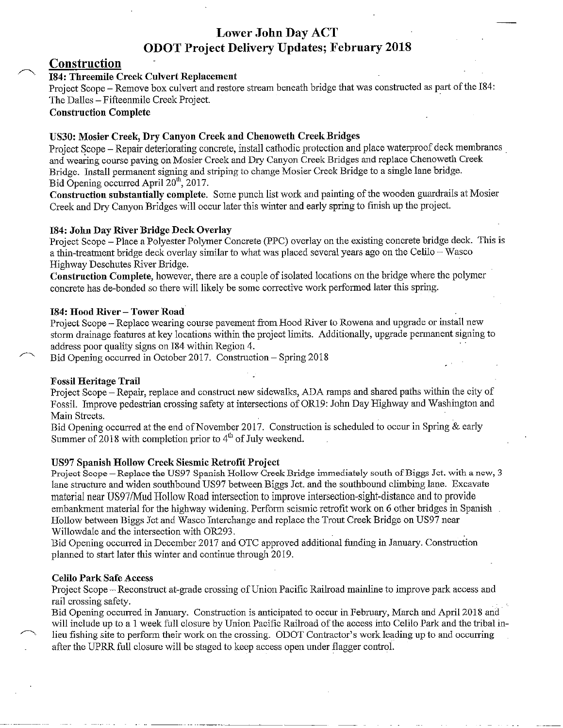# Lower John Day ACT
# ODOT Project Delivery Updates; February 2018

## Construction

### I84: Threemile Creek Culvert Replacement

Project Scope – Remove box culvert and restore stream beneath bridge that was constructed as part of the I84: The Dalles – Fifteenmile Creek Project.

**Construction Complete**

### US30: Mosier Creek, Dry Canyon Creek and Chenoweth Creek Bridges

Project Scope – Repair deteriorating concrete, install cathodic protection and place waterproof deck membranes and wearing course paving on Mosier Creek and Dry Canyon Creek Bridges and replace Chenoweth Creek Bridge. Install permanent signing and striping to change Mosier Creek Bridge to a single lane bridge.

Bid Opening occurred April 20th, 2017.

**Construction substantially complete**. Some punch list work and painting of the wooden guardrails at Mosier Creek and Dry Canyon Bridges will occur later this winter and early spring to finish up the project.

### I84: John Day River Bridge Deck Overlay

Project Scope – Place a Polyester Polymer Concrete (PPC) overlay on the existing concrete bridge deck. This is a thin-treatment bridge deck overlay similar to what was placed several years ago on the Celilo – Wasco Highway Deschutes River Bridge.

**Construction Complete**, however, there are a couple of isolated locations on the bridge where the polymer concrete has de-bonded so there will likely be some corrective work performed later this spring.

### I84: Hood River – Tower Road

Project Scope – Replace wearing course pavement from Hood River to Rowena and upgrade or install new storm drainage features at key locations within the project limits. Additionally, upgrade permanent signing to address poor quality signs on I84 within Region 4.

Bid Opening occurred in October 2017. Construction – Spring 2018

### Fossil Heritage Trail

Project Scope – Repair, replace and construct new sidewalks, ADA ramps and shared paths within the city of Fossil. Improve pedestrian crossing safety at intersections of OR19: John Day Highway and Washington and Main Streets.

Bid Opening occurred at the end of November 2017. Construction is scheduled to occur in Spring & early Summer of 2018 with completion prior to 4th of July weekend.

### US97 Spanish Hollow Creek Siesmic Retrofit Project

Project Scope – Replace the US97 Spanish Hollow Creek Bridge immediately south of Biggs Jct. with a new, 3 lane structure and widen southbound US97 between Biggs Jct. and the southbound climbing lane. Excavate material near US97/Mud Hollow Road intersection to improve intersection-sight-distance and to provide embankment material for the highway widening. Perform seismic retrofit work on 6 other bridges in Spanish Hollow between Biggs Jct and Wasco Interchange and replace the Trout Creek Bridge on US97 near Willowdale and the intersection with OR293.

Bid Opening occurred in December 2017 and OTC approved additional funding in January. Construction planned to start later this winter and continue through 2019.

### Celilo Park Safe Access

Project Scope – Reconstruct at-grade crossing of Union Pacific Railroad mainline to improve park access and rail crossing safety.

Bid Opening occurred in January. Construction is anticipated to occur in February, March and April 2018 and will include up to a 1 week full closure by Union Pacific Railroad of the access into Celilo Park and the tribal in-lieu fishing site to perform their work on the crossing. ODOT Contractor's work leading up to and occurring after the UPRR full closure will be staged to keep access open under flagger control.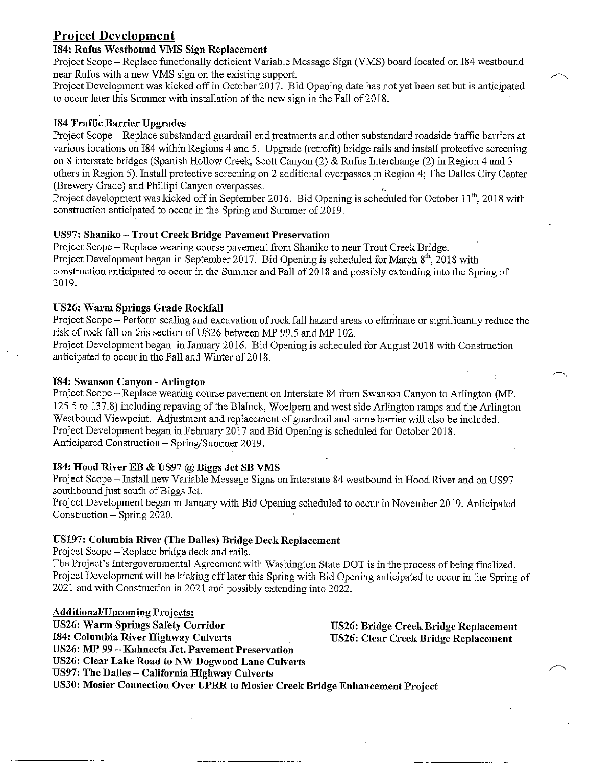## Project Development

### I84: Rufus Westbound VMS Sign Replacement

Project Scope – Replace functionally deficient Variable Message Sign (VMS) board located on I84 westbound near Rufus with a new VMS sign on the existing support.

Project Development was kicked off in October 2017. Bid Opening date has not yet been set but is anticipated to occur later this Summer with installation of the new sign in the Fall of 2018.

### I84 Traffic Barrier Upgrades

Project Scope – Replace substandard guardrail end treatments and other substandard roadside traffic barriers at various locations on I84 within Regions 4 and 5. Upgrade (retrofit) bridge rails and install protective screening on 8 interstate bridges (Spanish Hollow Creek, Scott Canyon (2) & Rufus Interchange (2) in Region 4 and 3 others in Region 5). Install protective screening on 2 additional overpasses in Region 4; The Dalles City Center (Brewery Grade) and Phillipi Canyon overpasses.

Project development was kicked off in September 2016. Bid Opening is scheduled for October 11th, 2018 with construction anticipated to occur in the Spring and Summer of 2019.

### US97: Shaniko – Trout Creek Bridge Pavement Preservation

Project Scope – Replace wearing course pavement from Shaniko to near Trout Creek Bridge.

Project Development began in September 2017. Bid Opening is scheduled for March 8th, 2018 with construction anticipated to occur in the Summer and Fall of 2018 and possibly extending into the Spring of 2019.

### US26: Warm Springs Grade Rockfall

Project Scope – Perform scaling and excavation of rock fall hazard areas to eliminate or significantly reduce the risk of rock fall on this section of US26 between MP 99.5 and MP 102.

Project Development began in January 2016. Bid Opening is scheduled for August 2018 with Construction anticipated to occur in the Fall and Winter of 2018.

### I84: Swanson Canyon - Arlington

Project Scope – Replace wearing course pavement on Interstate 84 from Swanson Canyon to Arlington (MP. 125.5 to 137.8) including repaving of the Blalock, Woelpern and west side Arlington ramps and the Arlington Westbound Viewpoint. Adjustment and replacement of guardrail and some barrier will also be included.

Project Development began in February 2017 and Bid Opening is scheduled for October 2018.

Anticipated Construction – Spring/Summer 2019.

### I84: Hood River EB & US97 @ Biggs Jct SB VMS

Project Scope – Install new Variable Message Signs on Interstate 84 westbound in Hood River and on US97 southbound just south of Biggs Jct.

Project Development began in January with Bid Opening scheduled to occur in November 2019. Anticipated Construction – Spring 2020.

### US197: Columbia River (The Dalles) Bridge Deck Replacement

Project Scope – Replace bridge deck and rails.

The Project's Intergovernmental Agreement with Washington State DOT is in the process of being finalized. Project Development will be kicking off later this Spring with Bid Opening anticipated to occur in the Spring of 2021 and with Construction in 2021 and possibly extending into 2022.

### Additional/Upcoming Projects:

**US26: Warm Springs Safety Corridor**
**I84: Columbia River Highway Culverts**
**US26: MP 99 – Kahneeta Jct. Pavement Preservation**
**US26: Clear Lake Road to NW Dogwood Lane Culverts**
**US97: The Dalles – California Highway Culverts**
**US30: Mosier Connection Over UPRR to Mosier Creek Bridge Enhancement Project**
**US26: Bridge Creek Bridge Replacement**
**US26: Clear Creek Bridge Replacement**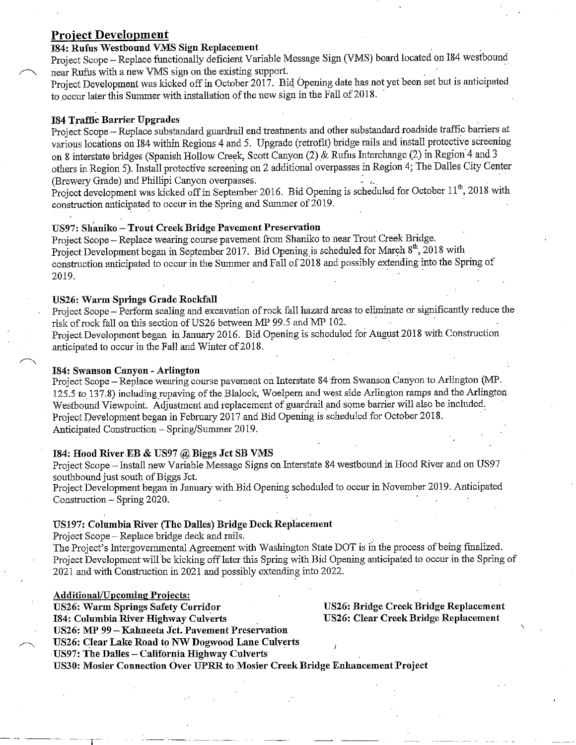## Project Development

**I84: Rufus Westbound VMS Sign Replacement**

Project Scope – Replace functionally deficient Variable Message Sign (VMS) board located on I84 westbound near Rufus with a new VMS sign on the existing support.

Project Development was kicked off in October 2017. Bid Opening date has not yet been set but is anticipated to occur later this Summer with installation of the new sign in the Fall of 2018.

**I84 Traffic Barrier Upgrades**

Project Scope – Replace substandard guardrail end treatments and other substandard roadside traffic barriers at various locations on I84 within Regions 4 and 5. Upgrade (retrofit) bridge rails and install protective screening on 8 interstate bridges (Spanish Hollow Creek, Scott Canyon (2) & Rufus Interchange (2) in Region 4 and 3 others in Region 5). Install protective screening on 2 additional overpasses in Region 4; The Dalles City Center (Brewery Grade) and Phillipi Canyon overpasses.

Project development was kicked off in September 2016. Bid Opening is scheduled for October 11th, 2018 with construction anticipated to occur in the Spring and Summer of 2019.

**US97: Shaniko – Trout Creek Bridge Pavement Preservation**

Project Scope – Replace wearing course pavement from Shaniko to near Trout Creek Bridge.

Project Development began in September 2017. Bid Opening is scheduled for March 8th, 2018 with construction anticipated to occur in the Summer and Fall of 2018 and possibly extending into the Spring of 2019.

**US26: Warm Springs Grade Rockfall**

Project Scope – Perform scaling and excavation of rock fall hazard areas to eliminate or significantly reduce the risk of rock fall on this section of US26 between MP 99.5 and MP 102.

Project Development began in January 2016. Bid Opening is scheduled for August 2018 with Construction anticipated to occur in the Fall and Winter of 2018.

**I84: Swanson Canyon - Arlington**

Project Scope – Replace wearing course pavement on Interstate 84 from Swanson Canyon to Arlington (MP. 125.5 to 137.8) including repaving of the Blalock, Woelpern and west side Arlington ramps and the Arlington Westbound Viewpoint. Adjustment and replacement of guardrail and some barrier will also be included.

Project Development began in February 2017 and Bid Opening is scheduled for October 2018.

Anticipated Construction – Spring/Summer 2019.

**I84: Hood River EB & US97 @ Biggs Jct SB VMS**

Project Scope – Install new Variable Message Signs on Interstate 84 westbound in Hood River and on US97 southbound just south of Biggs Jct.

Project Development began in January with Bid Opening scheduled to occur in November 2019. Anticipated Construction – Spring 2020.

**US197: Columbia River (The Dalles) Bridge Deck Replacement**

Project Scope – Replace bridge deck and rails.

The Project's Intergovernmental Agreement with Washington State DOT is in the process of being finalized. Project Development will be kicking off later this Spring with Bid Opening anticipated to occur in the Spring of 2021 and with Construction in 2021 and possibly extending into 2022.

**Additional/Upcoming Projects:**

**US26: Warm Springs Safety Corridor**
**I84: Columbia River Highway Culverts**
**US26: MP 99 – Kahneeta Jct. Pavement Preservation**
**US26: Clear Lake Road to NW Dogwood Lane Culverts**
**US97: The Dalles – California Highway Culverts**
**US30: Mosier Connection Over UPRR to Mosier Creek Bridge Enhancement Project**
**US26: Bridge Creek Bridge Replacement**
**US26: Clear Creek Bridge Replacement**